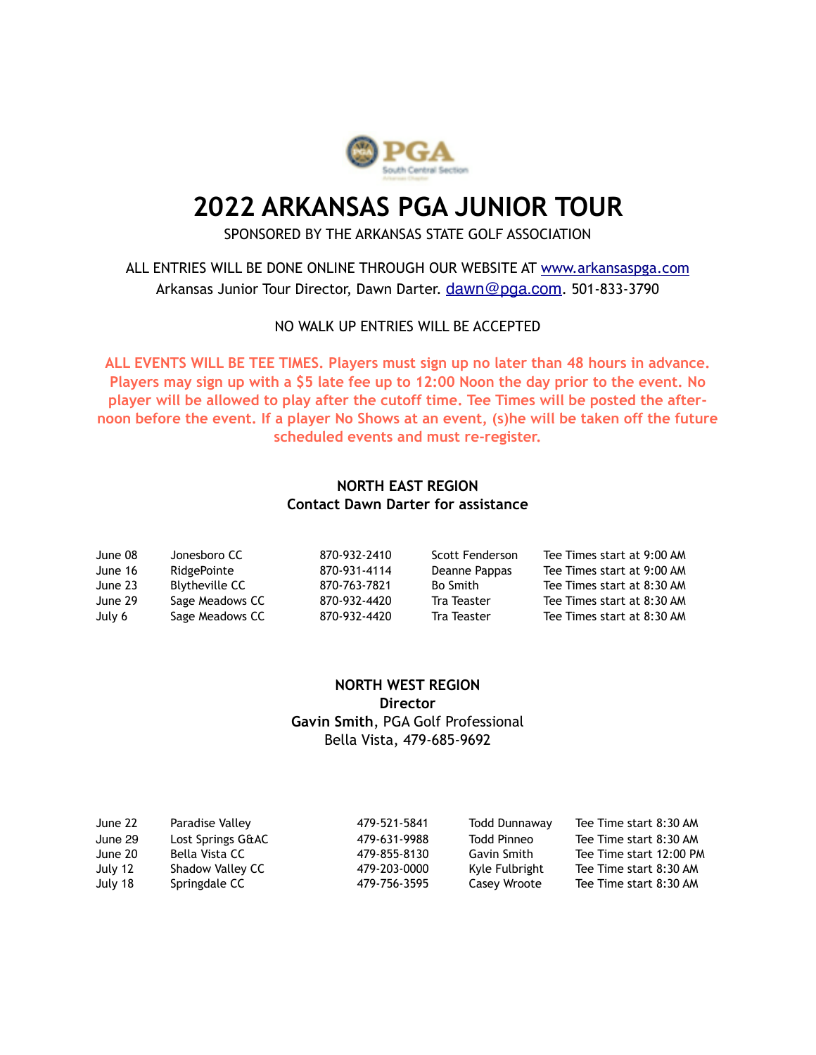PGA
South Central Section

# 2022 ARKANSAS PGA JUNIOR TOUR

SPONSORED BY THE ARKANSAS STATE GOLF ASSOCIATION

ALL ENTRIES WILL BE DONE ONLINE THROUGH OUR WEBSITE AT www.arkansaspga.com
Arkansas Junior Tour Director, Dawn Darter. dawn@pga.com. 501-833-3790

NO WALK UP ENTRIES WILL BE ACCEPTED

**ALL EVENTS WILL BE TEE TIMES. Players must sign up no later than 48 hours in advance. Players may sign up with a $5 late fee up to 12:00 Noon the day prior to the event. No player will be allowed to play after the cutoff time. Tee Times will be posted the afternoon before the event. If a player No Shows at an event, (s)he will be taken off the future scheduled events and must re-register.**

## NORTH EAST REGION

**Contact Dawn Darter for assistance**

| Date | Course | Phone | Contact | Tee Times |
|---|---|---|---|---|
| June 08 | Jonesboro CC | 870-932-2410 | Scott Fenderson | Tee Times start at 9:00 AM |
| June 16 | RidgePointe | 870-931-4114 | Deanne Pappas | Tee Times start at 9:00 AM |
| June 23 | Blytheville CC | 870-763-7821 | Bo Smith | Tee Times start at 8:30 AM |
| June 29 | Sage Meadows CC | 870-932-4420 | Tra Teaster | Tee Times start at 8:30 AM |
| July 6 | Sage Meadows CC | 870-932-4420 | Tra Teaster | Tee Times start at 8:30 AM |

## NORTH WEST REGION

**Director**

**Gavin Smith**, PGA Golf Professional
Bella Vista, 479-685-9692

| Date | Course | Phone | Contact | Tee Time |
|---|---|---|---|---|
| June 22 | Paradise Valley | 479-521-5841 | Todd Dunnaway | Tee Time start 8:30 AM |
| June 29 | Lost Springs G&AC | 479-631-9988 | Todd Pinneo | Tee Time start 8:30 AM |
| June 20 | Bella Vista CC | 479-855-8130 | Gavin Smith | Tee Time start 12:00 PM |
| July 12 | Shadow Valley CC | 479-203-0000 | Kyle Fulbright | Tee Time start 8:30 AM |
| July 18 | Springdale CC | 479-756-3595 | Casey Wroote | Tee Time start 8:30 AM |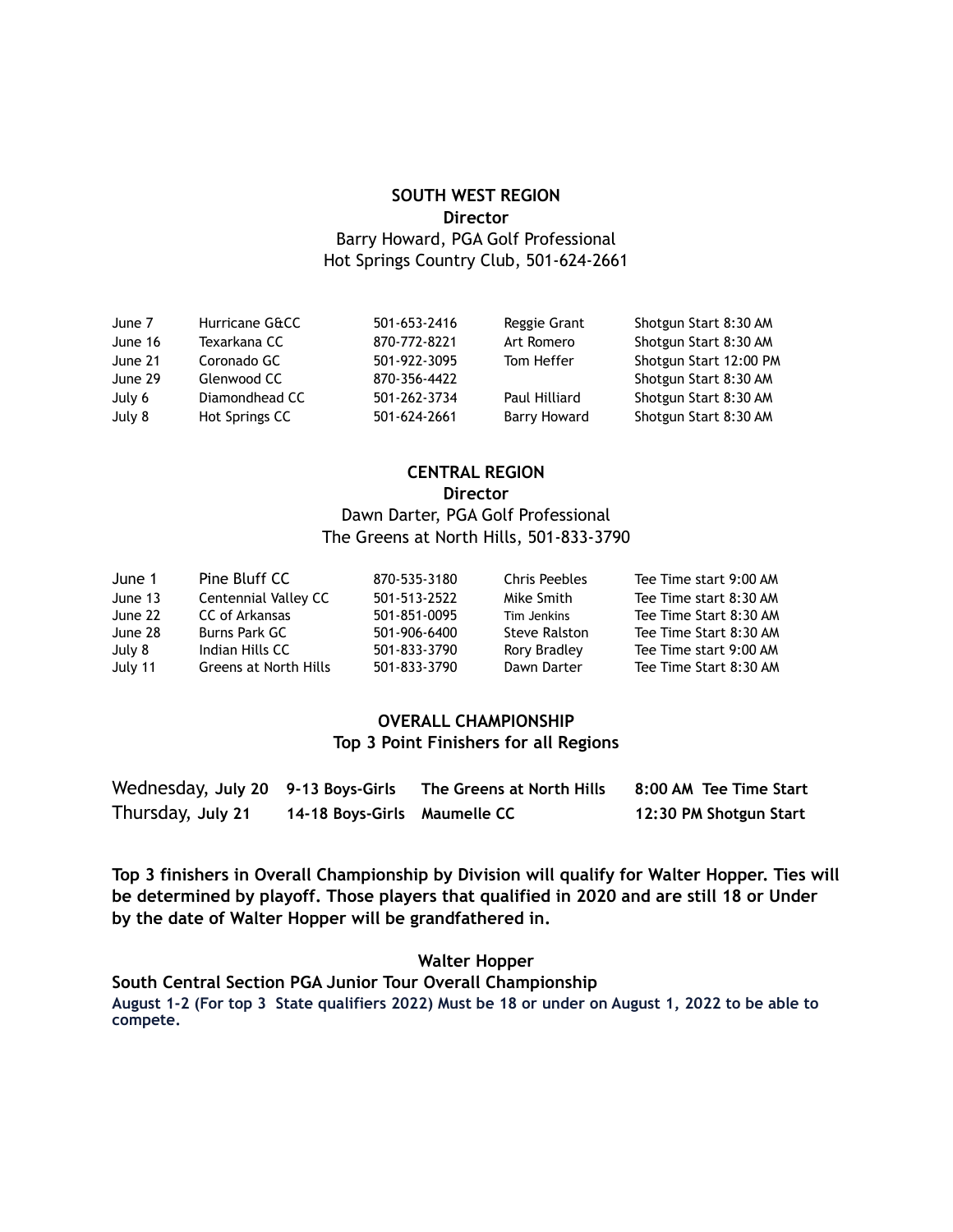**SOUTH WEST REGION**
**Director**
Barry Howard, PGA Golf Professional
Hot Springs Country Club, 501-624-2661

| | | | | |
|---|---|---|---|---|
| June 7 | Hurricane G&CC | 501-653-2416 | Reggie Grant | Shotgun Start 8:30 AM |
| June 16 | Texarkana CC | 870-772-8221 | Art Romero | Shotgun Start 8:30 AM |
| June 21 | Coronado GC | 501-922-3095 | Tom Heffer | Shotgun Start 12:00 PM |
| June 29 | Glenwood CC | 870-356-4422 | | Shotgun Start 8:30 AM |
| July 6 | Diamondhead CC | 501-262-3734 | Paul Hilliard | Shotgun Start 8:30 AM |
| July 8 | Hot Springs CC | 501-624-2661 | Barry Howard | Shotgun Start 8:30 AM |

**CENTRAL REGION**
**Director**
Dawn Darter, PGA Golf Professional
The Greens at North Hills, 501-833-3790

| | | | | |
|---|---|---|---|---|
| June 1 | Pine Bluff CC | 870-535-3180 | Chris Peebles | Tee Time start 9:00 AM |
| June 13 | Centennial Valley CC | 501-513-2522 | Mike Smith | Tee Time start 8:30 AM |
| June 22 | CC of Arkansas | 501-851-0095 | Tim Jenkins | Tee Time Start 8:30 AM |
| June 28 | Burns Park GC | 501-906-6400 | Steve Ralston | Tee Time Start 8:30 AM |
| July 8 | Indian Hills CC | 501-833-3790 | Rory Bradley | Tee Time start 9:00 AM |
| July 11 | Greens at North Hills | 501-833-3790 | Dawn Darter | Tee Time Start 8:30 AM |

**OVERALL CHAMPIONSHIP**
**Top 3 Point Finishers for all Regions**

| | | | |
|---|---|---|---|
| Wednesday, **July 20** | **9-13 Boys-Girls** | **The Greens at North Hills** | **8:00 AM Tee Time Start** |
| Thursday, **July 21** | **14-18 Boys-Girls** | **Maumelle CC** | **12:30 PM Shotgun Start** |

**Top 3 finishers in Overall Championship by Division will qualify for Walter Hopper. Ties will be determined by playoff. Those players that qualified in 2020 and are still 18 or Under by the date of Walter Hopper will be grandfathered in.**

**Walter Hopper**
**South Central Section PGA Junior Tour Overall Championship**
**August 1-2 (For top 3 State qualifiers 2022) Must be 18 or under on August 1, 2022 to be able to compete.**